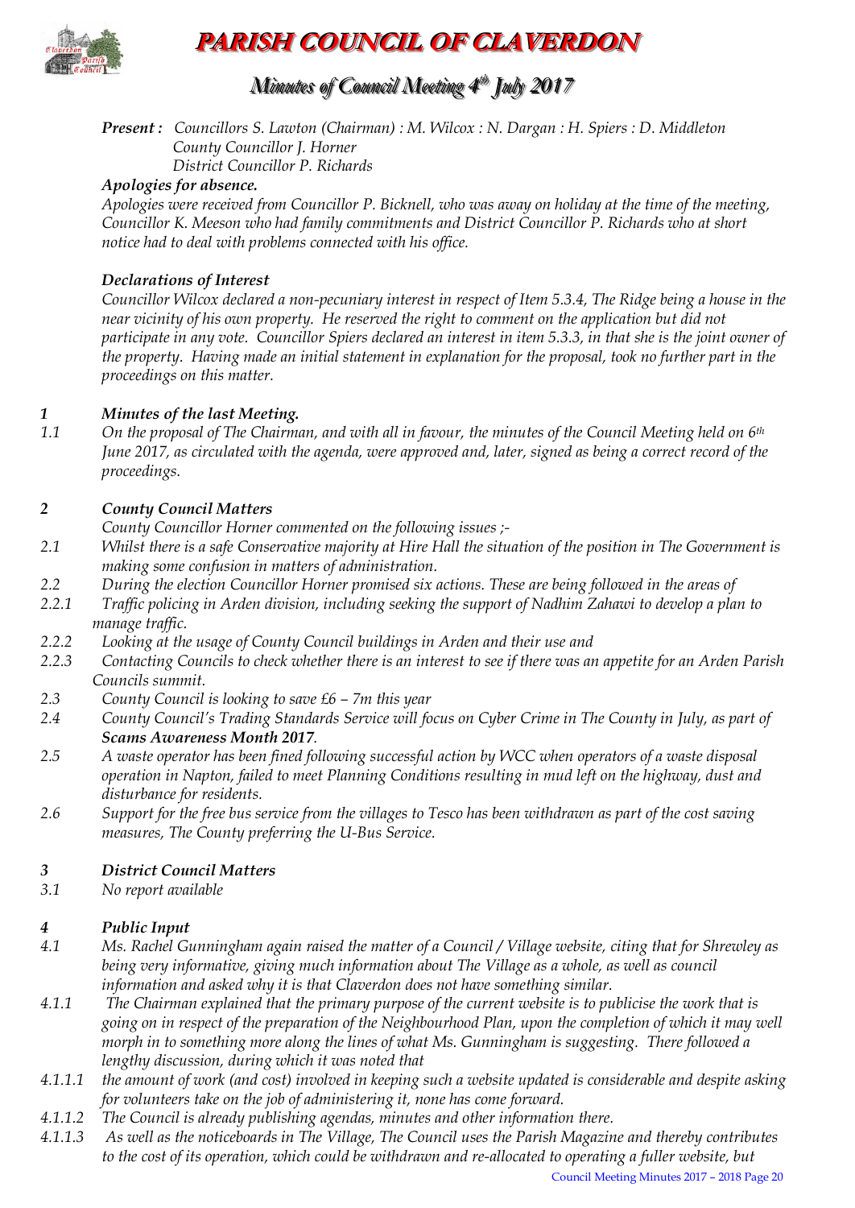# PARISH COUNCIL OF CLAVERDON

## *Minutes of Council Meeting 4th July 2017*

***Present :*** *Councillors S. Lawton (Chairman) : M. Wilcox : N. Dargan : H. Spiers : D. Middleton*
*County Councillor J. Horner*
*District Councillor P. Richards*

***Apologies for absence.***

*Apologies were received from Councillor P. Bicknell, who was away on holiday at the time of the meeting, Councillor K. Meeson who had family commitments and District Councillor P. Richards who at short notice had to deal with problems connected with his office.*

***Declarations of Interest***

*Councillor Wilcox declared a non-pecuniary interest in respect of Item 5.3.4, The Ridge being a house in the near vicinity of his own property. He reserved the right to comment on the application but did not participate in any vote. Councillor Spiers declared an interest in item 5.3.3, in that she is the joint owner of the property. Having made an initial statement in explanation for the proposal, took no further part in the proceedings on this matter.*

***1 Minutes of the last Meeting.***

*1.1 On the proposal of The Chairman, and with all in favour, the minutes of the Council Meeting held on 6th June 2017, as circulated with the agenda, were approved and, later, signed as being a correct record of the proceedings.*

***2 County Council Matters***

*County Councillor Horner commented on the following issues ;-*

*2.1 Whilst there is a safe Conservative majority at Hire Hall the situation of the position in The Government is making some confusion in matters of administration.*

*2.2 During the election Councillor Horner promised six actions. These are being followed in the areas of*

*2.2.1 Traffic policing in Arden division, including seeking the support of Nadhim Zahawi to develop a plan to manage traffic.*

*2.2.2 Looking at the usage of County Council buildings in Arden and their use and*

*2.2.3 Contacting Councils to check whether there is an interest to see if there was an appetite for an Arden Parish Councils summit.*

*2.3 County Council is looking to save £6 – 7m this year*

*2.4 County Council's Trading Standards Service will focus on Cyber Crime in The County in July, as part of **Scams Awareness Month 2017**.*

*2.5 A waste operator has been fined following successful action by WCC when operators of a waste disposal operation in Napton, failed to meet Planning Conditions resulting in mud left on the highway, dust and disturbance for residents.*

*2.6 Support for the free bus service from the villages to Tesco has been withdrawn as part of the cost saving measures, The County preferring the U-Bus Service.*

***3 District Council Matters***

*3.1 No report available*

***4 Public Input***

*4.1 Ms. Rachel Gunningham again raised the matter of a Council / Village website, citing that for Shrewley as being very informative, giving much information about The Village as a whole, as well as council information and asked why it is that Claverdon does not have something similar.*

*4.1.1 The Chairman explained that the primary purpose of the current website is to publicise the work that is going on in respect of the preparation of the Neighbourhood Plan, upon the completion of which it may well morph in to something more along the lines of what Ms. Gunningham is suggesting. There followed a lengthy discussion, during which it was noted that*

*4.1.1.1 the amount of work (and cost) involved in keeping such a website updated is considerable and despite asking for volunteers take on the job of administering it, none has come forward.*

*4.1.1.2 The Council is already publishing agendas, minutes and other information there.*

*4.1.1.3 As well as the noticeboards in The Village, The Council uses the Parish Magazine and thereby contributes to the cost of its operation, which could be withdrawn and re-allocated to operating a fuller website, but*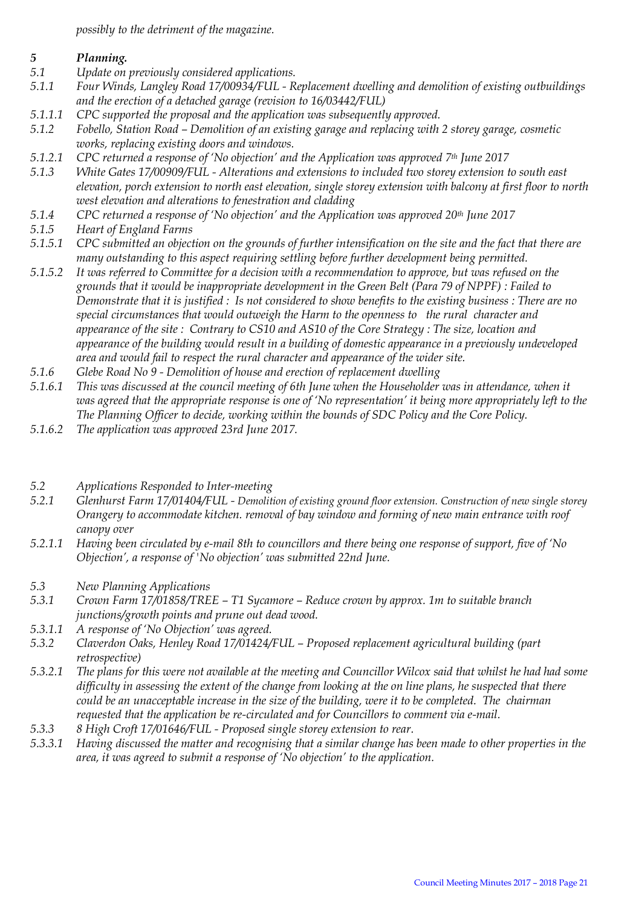*possibly to the detriment of the magazine.*

## *5 Planning.*

*5.1 Update on previously considered applications.*

*5.1.1 Four Winds, Langley Road 17/00934/FUL - Replacement dwelling and demolition of existing outbuildings and the erection of a detached garage (revision to 16/03442/FUL)*

*5.1.1.1 CPC supported the proposal and the application was subsequently approved.*

*5.1.2 Fobello, Station Road – Demolition of an existing garage and replacing with 2 storey garage, cosmetic works, replacing existing doors and windows.*

*5.1.2.1 CPC returned a response of 'No objection' and the Application was approved 7th June 2017*

*5.1.3 White Gates 17/00909/FUL - Alterations and extensions to included two storey extension to south east elevation, porch extension to north east elevation, single storey extension with balcony at first floor to north west elevation and alterations to fenestration and cladding*

*5.1.4 CPC returned a response of 'No objection' and the Application was approved 20th June 2017*

*5.1.5 Heart of England Farms*

*5.1.5.1 CPC submitted an objection on the grounds of further intensification on the site and the fact that there are many outstanding to this aspect requiring settling before further development being permitted.*

*5.1.5.2 It was referred to Committee for a decision with a recommendation to approve, but was refused on the grounds that it would be inappropriate development in the Green Belt (Para 79 of NPPF) : Failed to Demonstrate that it is justified : Is not considered to show benefits to the existing business : There are no special circumstances that would outweigh the Harm to the openness to the rural character and appearance of the site : Contrary to CS10 and AS10 of the Core Strategy : The size, location and appearance of the building would result in a building of domestic appearance in a previously undeveloped area and would fail to respect the rural character and appearance of the wider site.*

*5.1.6 Glebe Road No 9 - Demolition of house and erection of replacement dwelling*

*5.1.6.1 This was discussed at the council meeting of 6th June when the Householder was in attendance, when it was agreed that the appropriate response is one of 'No representation' it being more appropriately left to the The Planning Officer to decide, working within the bounds of SDC Policy and the Core Policy.*

*5.1.6.2 The application was approved 23rd June 2017.*

*5.2 Applications Responded to Inter-meeting*

*5.2.1 Glenhurst Farm 17/01404/FUL - Demolition of existing ground floor extension. Construction of new single storey Orangery to accommodate kitchen. removal of bay window and forming of new main entrance with roof canopy over*

*5.2.1.1 Having been circulated by e-mail 8th to councillors and there being one response of support, five of 'No Objection', a response of 'No objection' was submitted 22nd June.*

*5.3 New Planning Applications*

*5.3.1 Crown Farm 17/01858/TREE – T1 Sycamore – Reduce crown by approx. 1m to suitable branch junctions/growth points and prune out dead wood.*

*5.3.1.1 A response of 'No Objection' was agreed.*

*5.3.2 Claverdon Oaks, Henley Road 17/01424/FUL – Proposed replacement agricultural building (part retrospective)*

*5.3.2.1 The plans for this were not available at the meeting and Councillor Wilcox said that whilst he had had some difficulty in assessing the extent of the change from looking at the on line plans, he suspected that there could be an unacceptable increase in the size of the building, were it to be completed. The chairman requested that the application be re-circulated and for Councillors to comment via e-mail.*

*5.3.3 8 High Croft 17/01646/FUL - Proposed single storey extension to rear.*

*5.3.3.1 Having discussed the matter and recognising that a similar change has been made to other properties in the area, it was agreed to submit a response of 'No objection' to the application.*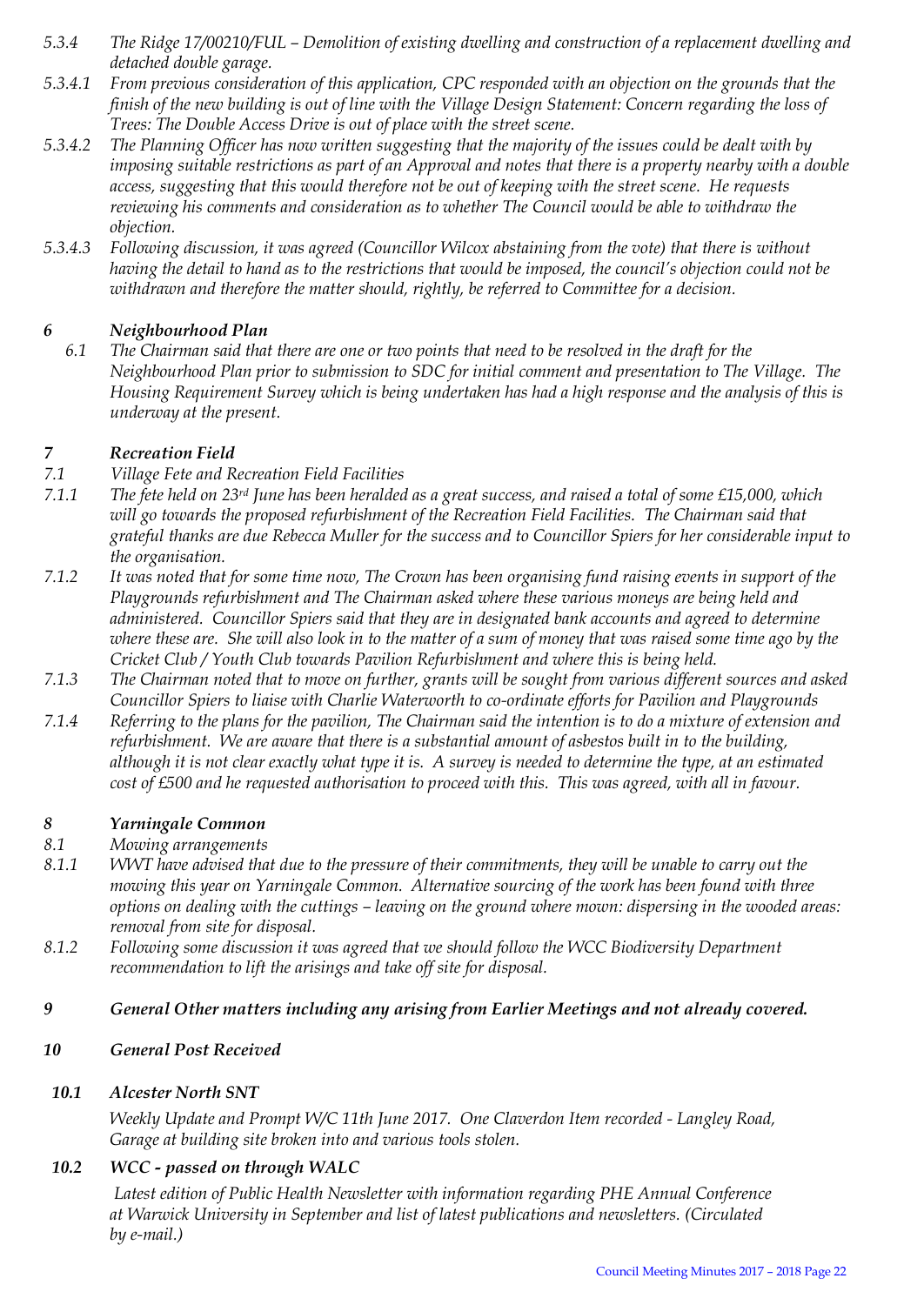*5.3.4 The Ridge 17/00210/FUL – Demolition of existing dwelling and construction of a replacement dwelling and detached double garage.*

*5.3.4.1 From previous consideration of this application, CPC responded with an objection on the grounds that the finish of the new building is out of line with the Village Design Statement: Concern regarding the loss of Trees: The Double Access Drive is out of place with the street scene.*

*5.3.4.2 The Planning Officer has now written suggesting that the majority of the issues could be dealt with by imposing suitable restrictions as part of an Approval and notes that there is a property nearby with a double access, suggesting that this would therefore not be out of keeping with the street scene. He requests reviewing his comments and consideration as to whether The Council would be able to withdraw the objection.*

*5.3.4.3 Following discussion, it was agreed (Councillor Wilcox abstaining from the vote) that there is without having the detail to hand as to the restrictions that would be imposed, the council's objection could not be withdrawn and therefore the matter should, rightly, be referred to Committee for a decision.*

## *6 Neighbourhood Plan*

*6.1 The Chairman said that there are one or two points that need to be resolved in the draft for the Neighbourhood Plan prior to submission to SDC for initial comment and presentation to The Village. The Housing Requirement Survey which is being undertaken has had a high response and the analysis of this is underway at the present.*

## *7 Recreation Field*

*7.1 Village Fete and Recreation Field Facilities*

*7.1.1 The fete held on 23rd June has been heralded as a great success, and raised a total of some £15,000, which will go towards the proposed refurbishment of the Recreation Field Facilities. The Chairman said that grateful thanks are due Rebecca Muller for the success and to Councillor Spiers for her considerable input to the organisation.*

*7.1.2 It was noted that for some time now, The Crown has been organising fund raising events in support of the Playgrounds refurbishment and The Chairman asked where these various moneys are being held and administered. Councillor Spiers said that they are in designated bank accounts and agreed to determine where these are. She will also look in to the matter of a sum of money that was raised some time ago by the Cricket Club / Youth Club towards Pavilion Refurbishment and where this is being held.*

*7.1.3 The Chairman noted that to move on further, grants will be sought from various different sources and asked Councillor Spiers to liaise with Charlie Waterworth to co-ordinate efforts for Pavilion and Playgrounds*

*7.1.4 Referring to the plans for the pavilion, The Chairman said the intention is to do a mixture of extension and refurbishment. We are aware that there is a substantial amount of asbestos built in to the building, although it is not clear exactly what type it is. A survey is needed to determine the type, at an estimated cost of £500 and he requested authorisation to proceed with this. This was agreed, with all in favour.*

## *8 Yarningale Common*

*8.1 Mowing arrangements*

*8.1.1 WWT have advised that due to the pressure of their commitments, they will be unable to carry out the mowing this year on Yarningale Common. Alternative sourcing of the work has been found with three options on dealing with the cuttings – leaving on the ground where mown: dispersing in the wooded areas: removal from site for disposal.*

*8.1.2 Following some discussion it was agreed that we should follow the WCC Biodiversity Department recommendation to lift the arisings and take off site for disposal.*

## *9 General Other matters including any arising from Earlier Meetings and not already covered.*

## *10 General Post Received*

### *10.1 Alcester North SNT*

*Weekly Update and Prompt W/C 11th June 2017. One Claverdon Item recorded - Langley Road, Garage at building site broken into and various tools stolen.*

### *10.2 WCC - passed on through WALC*

*Latest edition of Public Health Newsletter with information regarding PHE Annual Conference at Warwick University in September and list of latest publications and newsletters. (Circulated by e-mail.)*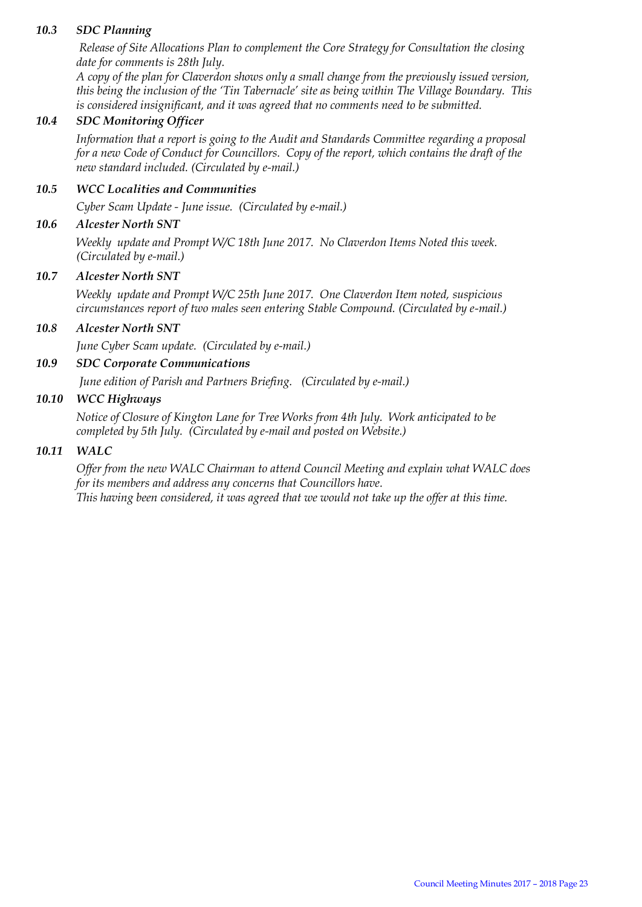### *10.3 SDC Planning*

*Release of Site Allocations Plan to complement the Core Strategy for Consultation the closing date for comments is 28th July.*
*A copy of the plan for Claverdon shows only a small change from the previously issued version, this being the inclusion of the 'Tin Tabernacle' site as being within The Village Boundary. This is considered insignificant, and it was agreed that no comments need to be submitted.*

### *10.4 SDC Monitoring Officer*

*Information that a report is going to the Audit and Standards Committee regarding a proposal for a new Code of Conduct for Councillors. Copy of the report, which contains the draft of the new standard included. (Circulated by e-mail.)*

### *10.5 WCC Localities and Communities*

*Cyber Scam Update - June issue. (Circulated by e-mail.)*

### *10.6 Alcester North SNT*

*Weekly update and Prompt W/C 18th June 2017. No Claverdon Items Noted this week. (Circulated by e-mail.)*

### *10.7 Alcester North SNT*

*Weekly update and Prompt W/C 25th June 2017. One Claverdon Item noted, suspicious circumstances report of two males seen entering Stable Compound. (Circulated by e-mail.)*

### *10.8 Alcester North SNT*

*June Cyber Scam update. (Circulated by e-mail.)*

### *10.9 SDC Corporate Communications*

*June edition of Parish and Partners Briefing. (Circulated by e-mail.)*

### *10.10 WCC Highways*

*Notice of Closure of Kington Lane for Tree Works from 4th July. Work anticipated to be completed by 5th July. (Circulated by e-mail and posted on Website.)*

### *10.11 WALC*

*Offer from the new WALC Chairman to attend Council Meeting and explain what WALC does for its members and address any concerns that Councillors have.*
*This having been considered, it was agreed that we would not take up the offer at this time.*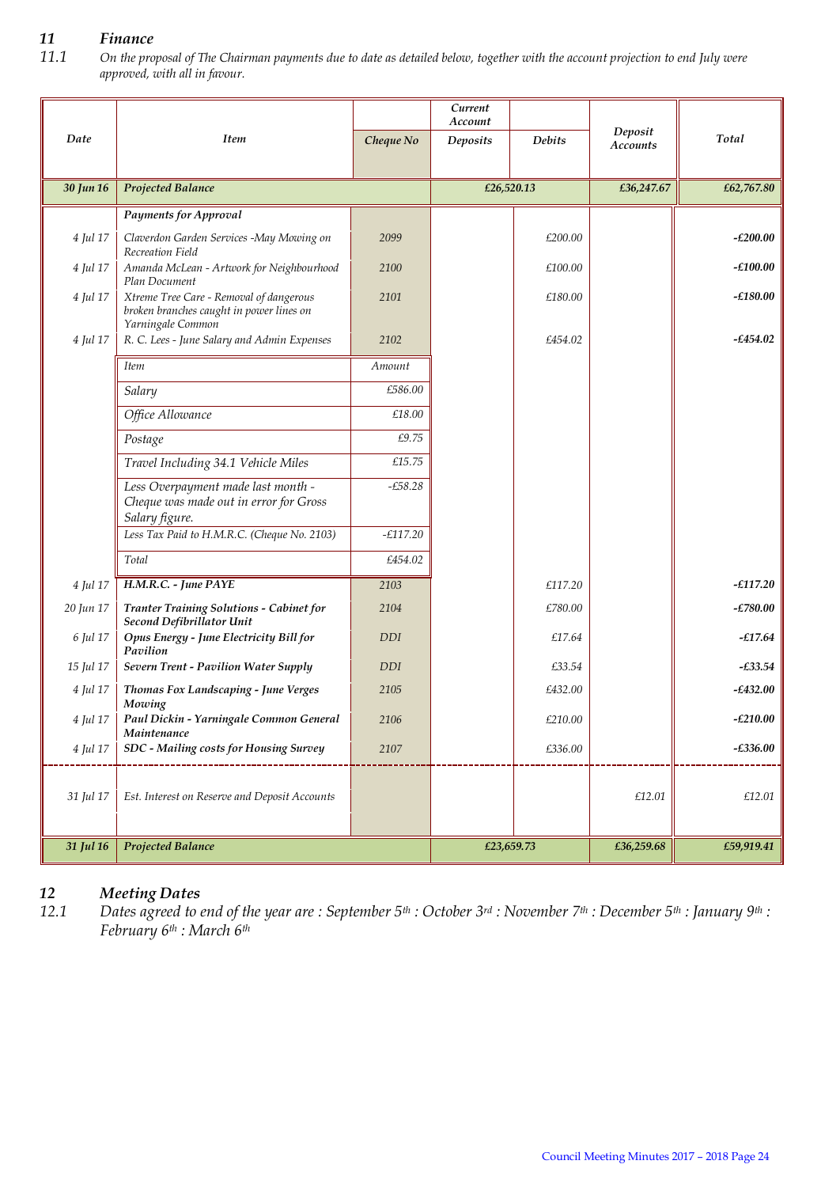## 11 *Finance*

11.1 *On the proposal of The Chairman payments due to date as detailed below, together with the account projection to end July were approved, with all in favour.*

| Date | Item | Cheque No | Current Account Deposits | Debits | Deposit Accounts | Total |
|---|---|---|---|---|---|---|
| **30 Jun 16** | **Projected Balance** | | **£26,520.13** | | **£36,247.67** | **£62,767.80** |
| | **Payments for Approval** | | | | | |
| 4 Jul 17 | Claverdon Garden Services -May Mowing on Recreation Field | 2099 | | £200.00 | | **-£200.00** |
| 4 Jul 17 | Amanda McLean - Artwork for Neighbourhood Plan Document | 2100 | | £100.00 | | **-£100.00** |
| 4 Jul 17 | Xtreme Tree Care - Removal of dangerous broken branches caught in power lines on Yarningale Common | 2101 | | £180.00 | | **-£180.00** |
| 4 Jul 17 | R. C. Lees - June Salary and Admin Expenses | 2102 | | £454.02 | | **-£454.02** |
| 4 Jul 17 | **H.M.R.C. - June PAYE** | 2103 | | £117.20 | | **-£117.20** |
| 20 Jun 17 | **Tranter Training Solutions - Cabinet for Second Defibrillator Unit** | 2104 | | £780.00 | | **-£780.00** |
| 6 Jul 17 | **Opus Energy - June Electricity Bill for Pavilion** | DDI | | £17.64 | | **-£17.64** |
| 15 Jul 17 | **Severn Trent - Pavilion Water Supply** | DDI | | £33.54 | | **-£33.54** |
| 4 Jul 17 | **Thomas Fox Landscaping - June Verges Mowing** | 2105 | | £432.00 | | **-£432.00** |
| 4 Jul 17 | **Paul Dickin - Yarningale Common General Maintenance** | 2106 | | £210.00 | | **-£210.00** |
| 4 Jul 17 | **SDC - Mailing costs for Housing Survey** | 2107 | | £336.00 | | **-£336.00** |
| 31 Jul 17 | Est. Interest on Reserve and Deposit Accounts | | | | £12.01 | £12.01 |
| **31 Jul 16** | **Projected Balance** | | **£23,659.73** | | **£36,259.68** | **£59,919.41** |

R. C. Lees - June Salary and Admin Expenses breakdown:

| Item | Amount |
|---|---|
| Salary | £586.00 |
| Office Allowance | £18.00 |
| Postage | £9.75 |
| Travel Including 34.1 Vehicle Miles | £15.75 |
| Less Overpayment made last month - Cheque was made out in error for Gross Salary figure. | -£58.28 |
| Less Tax Paid to H.M.R.C. (Cheque No. 2103) | -£117.20 |
| Total | £454.02 |

## 12 *Meeting Dates*

12.1 *Dates agreed to end of the year are : September 5th : October 3rd : November 7th : December 5th : January 9th : February 6th : March 6th*